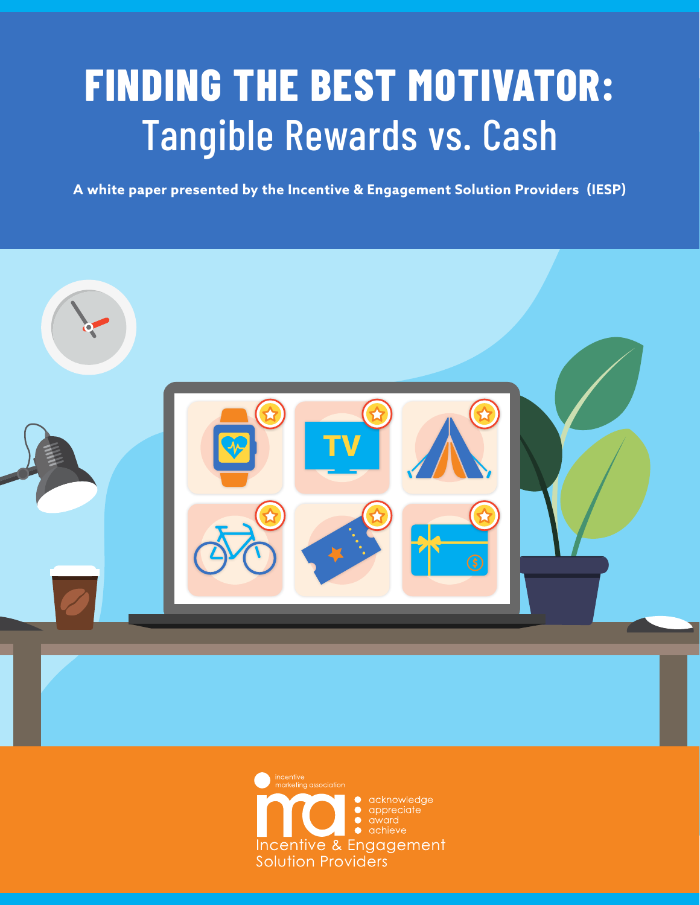# FINDING THE BEST MOTIVATOR:
## Tangible Rewards vs. Cash

**A white paper presented by the Incentive & Engagement Solution Providers (IESP)**

incentive marketing association

acknowledge
appreciate
award
achieve

Incentive & Engagement Solution Providers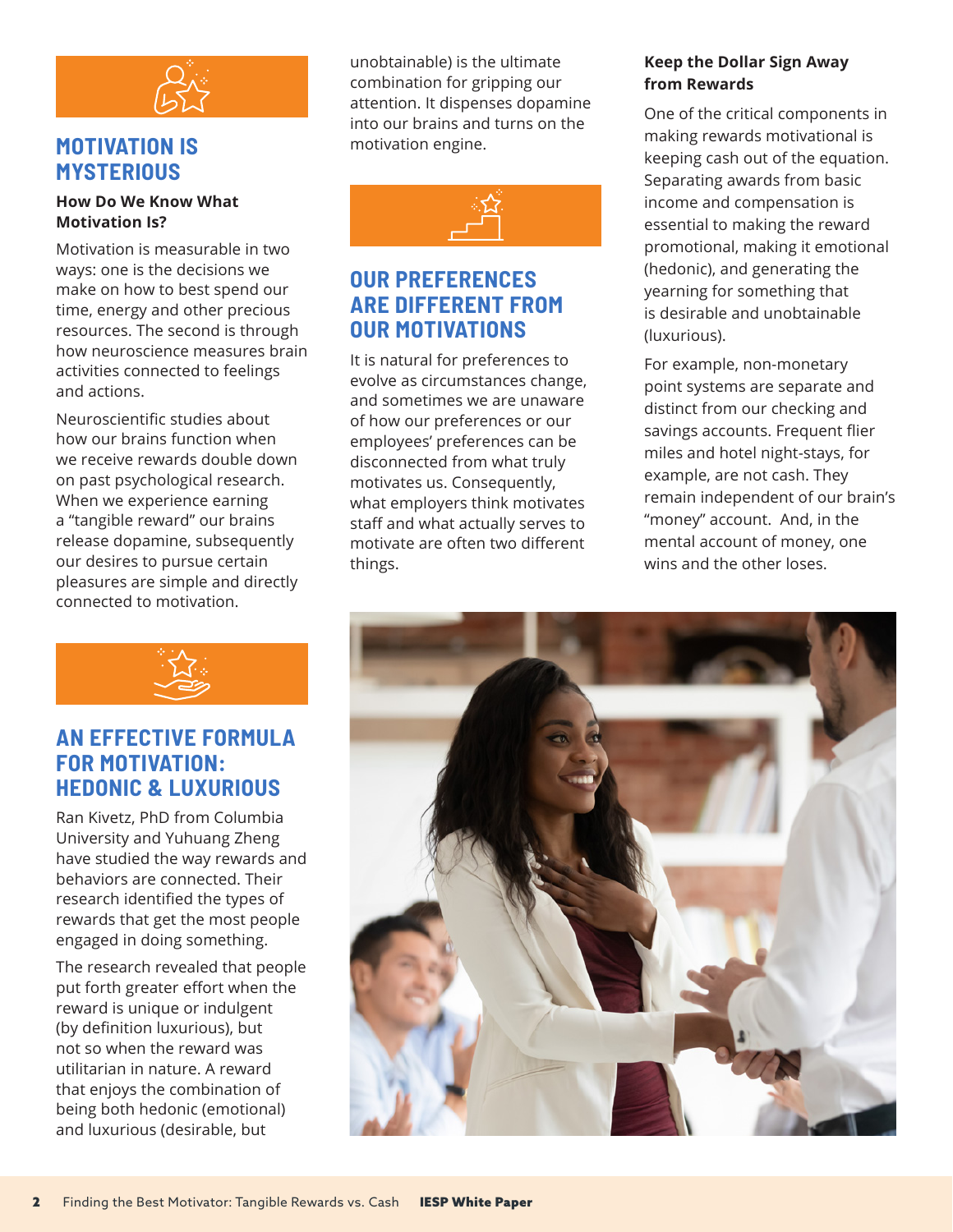## MOTIVATION IS MYSTERIOUS

### How Do We Know What Motivation Is?

Motivation is measurable in two ways: one is the decisions we make on how to best spend our time, energy and other precious resources. The second is through how neuroscience measures brain activities connected to feelings and actions.

Neuroscientific studies about how our brains function when we receive rewards double down on past psychological research. When we experience earning a "tangible reward" our brains release dopamine, subsequently our desires to pursue certain pleasures are simple and directly connected to motivation.

## AN EFFECTIVE FORMULA FOR MOTIVATION: HEDONIC & LUXURIOUS

Ran Kivetz, PhD from Columbia University and Yuhuang Zheng have studied the way rewards and behaviors are connected. Their research identified the types of rewards that get the most people engaged in doing something.

The research revealed that people put forth greater effort when the reward is unique or indulgent (by definition luxurious), but not so when the reward was utilitarian in nature. A reward that enjoys the combination of being both hedonic (emotional) and luxurious (desirable, but unobtainable) is the ultimate combination for gripping our attention. It dispenses dopamine into our brains and turns on the motivation engine.

## OUR PREFERENCES ARE DIFFERENT FROM OUR MOTIVATIONS

It is natural for preferences to evolve as circumstances change, and sometimes we are unaware of how our preferences or our employees' preferences can be disconnected from what truly motivates us. Consequently, what employers think motivates staff and what actually serves to motivate are often two different things.

### Keep the Dollar Sign Away from Rewards

One of the critical components in making rewards motivational is keeping cash out of the equation. Separating awards from basic income and compensation is essential to making the reward promotional, making it emotional (hedonic), and generating the yearning for something that is desirable and unobtainable (luxurious).

For example, non-monetary point systems are separate and distinct from our checking and savings accounts. Frequent flier miles and hotel night-stays, for example, are not cash. They remain independent of our brain's "money" account. And, in the mental account of money, one wins and the other loses.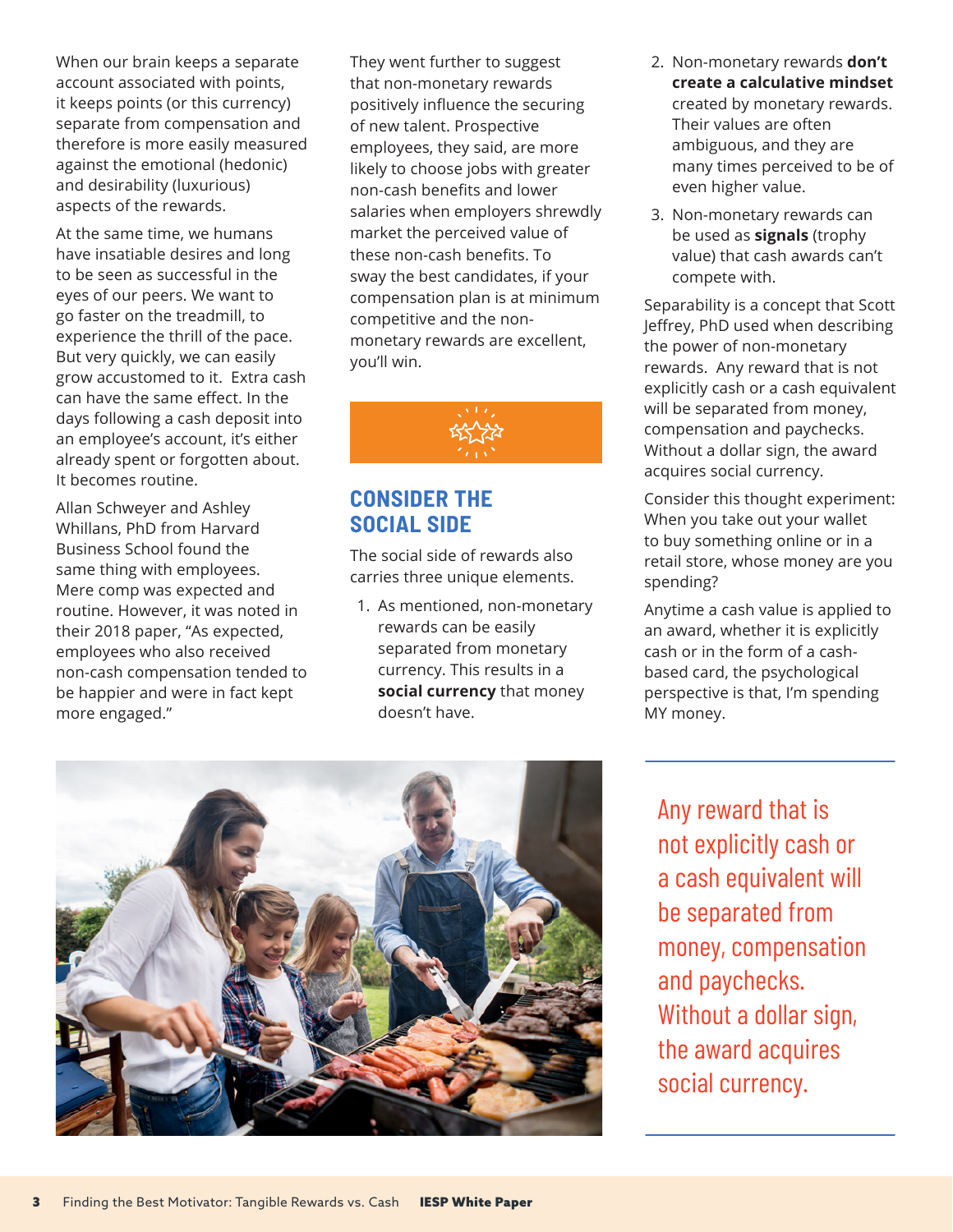When our brain keeps a separate account associated with points, it keeps points (or this currency) separate from compensation and therefore is more easily measured against the emotional (hedonic) and desirability (luxurious) aspects of the rewards.

At the same time, we humans have insatiable desires and long to be seen as successful in the eyes of our peers. We want to go faster on the treadmill, to experience the thrill of the pace. But very quickly, we can easily grow accustomed to it. Extra cash can have the same effect. In the days following a cash deposit into an employee's account, it's either already spent or forgotten about. It becomes routine.

Allan Schweyer and Ashley Whillans, PhD from Harvard Business School found the same thing with employees. Mere comp was expected and routine. However, it was noted in their 2018 paper, "As expected, employees who also received non-cash compensation tended to be happier and were in fact kept more engaged."

They went further to suggest that non-monetary rewards positively influence the securing of new talent. Prospective employees, they said, are more likely to choose jobs with greater non-cash benefits and lower salaries when employers shrewdly market the perceived value of these non-cash benefits. To sway the best candidates, if your compensation plan is at minimum competitive and the non-monetary rewards are excellent, you'll win.

## CONSIDER THE SOCIAL SIDE

The social side of rewards also carries three unique elements.

1. As mentioned, non-monetary rewards can be easily separated from monetary currency. This results in a **social currency** that money doesn't have.
2. Non-monetary rewards **don't create a calculative mindset** created by monetary rewards. Their values are often ambiguous, and they are many times perceived to be of even higher value.
3. Non-monetary rewards can be used as **signals** (trophy value) that cash awards can't compete with.

Separability is a concept that Scott Jeffrey, PhD used when describing the power of non-monetary rewards. Any reward that is not explicitly cash or a cash equivalent will be separated from money, compensation and paychecks. Without a dollar sign, the award acquires social currency.

Consider this thought experiment: When you take out your wallet to buy something online or in a retail store, whose money are you spending?

Anytime a cash value is applied to an award, whether it is explicitly cash or in the form of a cash-based card, the psychological perspective is that, I'm spending MY money.

> Any reward that is not explicitly cash or a cash equivalent will be separated from money, compensation and paychecks. Without a dollar sign, the award acquires social currency.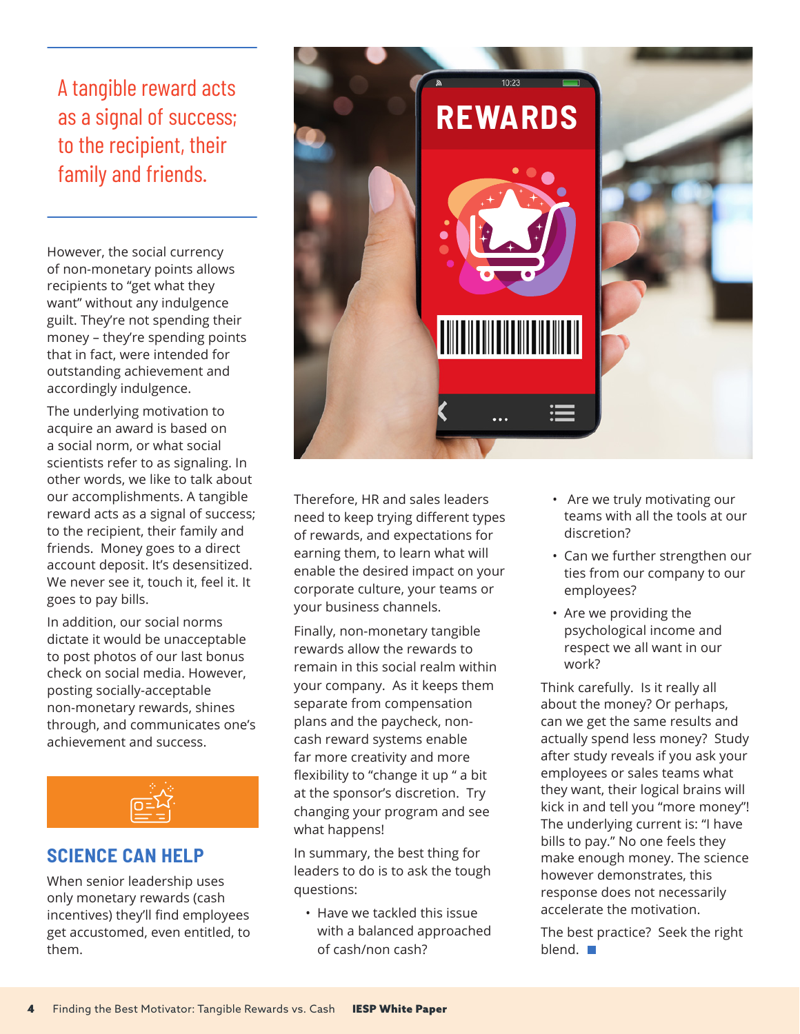> A tangible reward acts as a signal of success; to the recipient, their family and friends.

However, the social currency of non-monetary points allows recipients to "get what they want" without any indulgence guilt. They're not spending their money – they're spending points that in fact, were intended for outstanding achievement and accordingly indulgence.

The underlying motivation to acquire an award is based on a social norm, or what social scientists refer to as signaling. In other words, we like to talk about our accomplishments. A tangible reward acts as a signal of success; to the recipient, their family and friends. Money goes to a direct account deposit. It's desensitized. We never see it, touch it, feel it. It goes to pay bills.

In addition, our social norms dictate it would be unacceptable to post photos of our last bonus check on social media. However, posting socially-acceptable non-monetary rewards, shines through, and communicates one's achievement and success.

## SCIENCE CAN HELP

When senior leadership uses only monetary rewards (cash incentives) they'll find employees get accustomed, even entitled, to them.

Therefore, HR and sales leaders need to keep trying different types of rewards, and expectations for earning them, to learn what will enable the desired impact on your corporate culture, your teams or your business channels.

Finally, non-monetary tangible rewards allow the rewards to remain in this social realm within your company. As it keeps them separate from compensation plans and the paycheck, non-cash reward systems enable far more creativity and more flexibility to "change it up " a bit at the sponsor's discretion. Try changing your program and see what happens!

In summary, the best thing for leaders to do is to ask the tough questions:

- Have we tackled this issue with a balanced approached of cash/non cash?
- Are we truly motivating our teams with all the tools at our discretion?
- Can we further strengthen our ties from our company to our employees?
- Are we providing the psychological income and respect we all want in our work?

Think carefully. Is it really all about the money? Or perhaps, can we get the same results and actually spend less money? Study after study reveals if you ask your employees or sales teams what they want, their logical brains will kick in and tell you "more money"! The underlying current is: "I have bills to pay." No one feels they make enough money. The science however demonstrates, this response does not necessarily accelerate the motivation.

The best practice? Seek the right blend.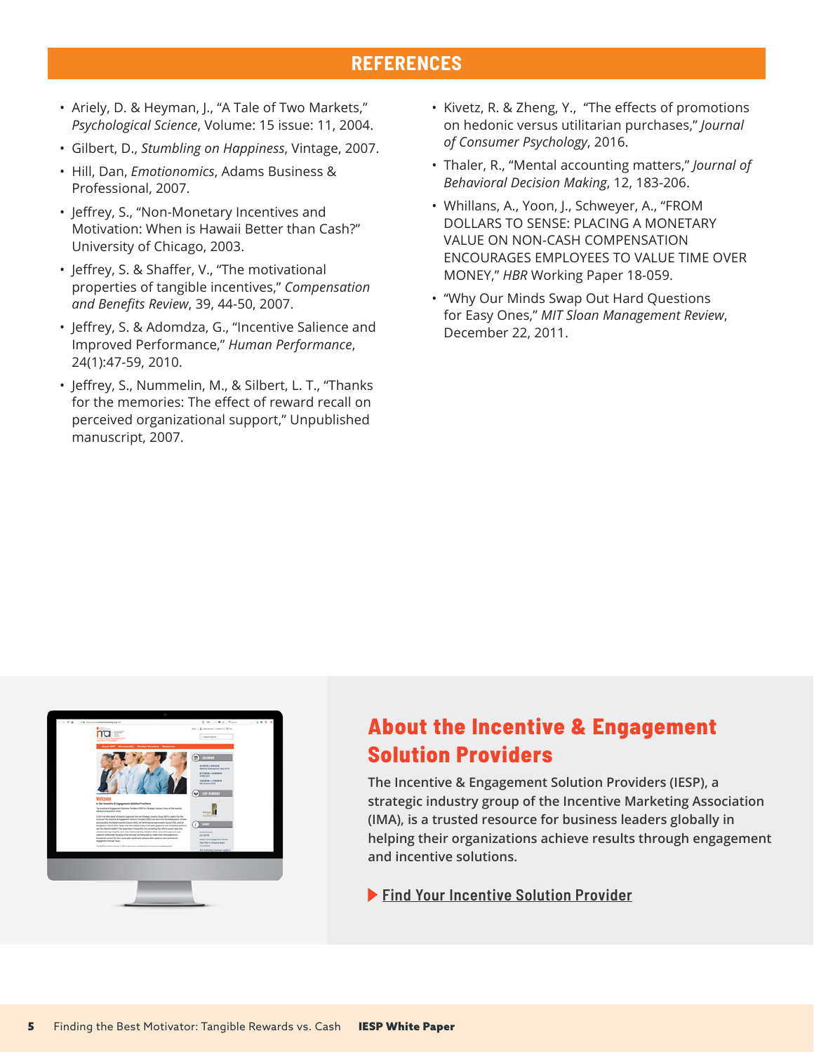## REFERENCES

- Ariely, D. & Heyman, J., "A Tale of Two Markets," *Psychological Science*, Volume: 15 issue: 11, 2004.
- Gilbert, D., *Stumbling on Happiness*, Vintage, 2007.
- Hill, Dan, *Emotionomics*, Adams Business & Professional, 2007.
- Jeffrey, S., "Non-Monetary Incentives and Motivation: When is Hawaii Better than Cash?" University of Chicago, 2003.
- Jeffrey, S. & Shaffer, V., "The motivational properties of tangible incentives," *Compensation and Benefits Review*, 39, 44-50, 2007.
- Jeffrey, S. & Adomdza, G., "Incentive Salience and Improved Performance," *Human Performance*, 24(1):47-59, 2010.
- Jeffrey, S., Nummelin, M., & Silbert, L. T., "Thanks for the memories: The effect of reward recall on perceived organizational support," Unpublished manuscript, 2007.
- Kivetz, R. & Zheng, Y., "The effects of promotions on hedonic versus utilitarian purchases," *Journal of Consumer Psychology*, 2016.
- Thaler, R., "Mental accounting matters," *Journal of Behavioral Decision Making*, 12, 183-206.
- Whillans, A., Yoon, J., Schweyer, A., "FROM DOLLARS TO SENSE: PLACING A MONETARY VALUE ON NON-CASH COMPENSATION ENCOURAGES EMPLOYEES TO VALUE TIME OVER MONEY," *HBR* Working Paper 18-059.
- "Why Our Minds Swap Out Hard Questions for Easy Ones," *MIT Sloan Management Review*, December 22, 2011.

## About the Incentive & Engagement Solution Providers

The Incentive & Engagement Solution Providers (IESP), a strategic industry group of the Incentive Marketing Association (IMA), is a trusted resource for business leaders globally in helping their organizations achieve results through engagement and incentive solutions.

▶ Find Your Incentive Solution Provider